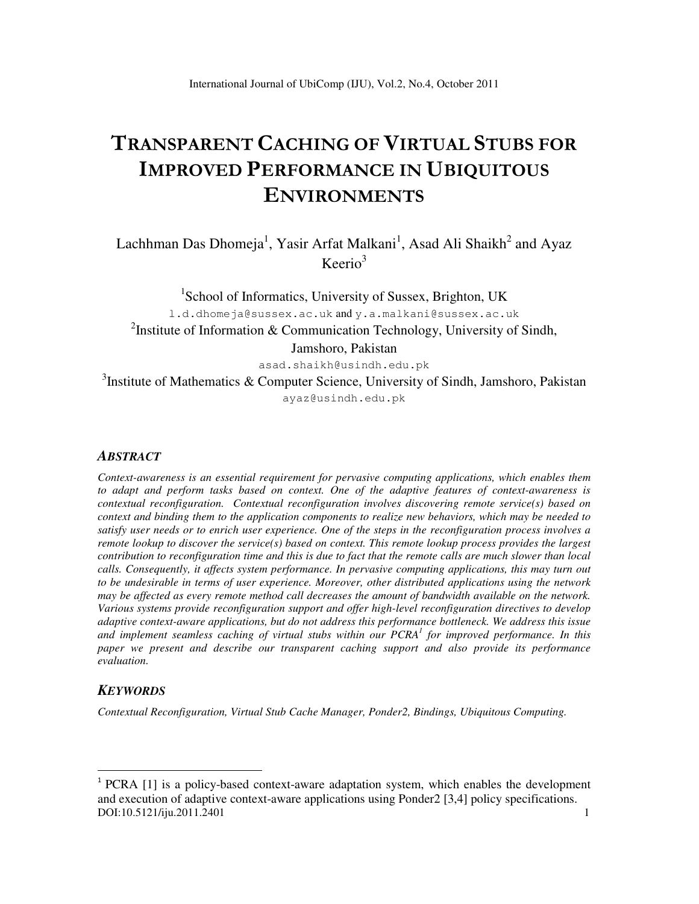# TRANSPARENT CACHING OF VIRTUAL STUBS FOR IMPROVED PERFORMANCE IN UBIQUITOUS ENVIRONMENTS

Lachhman Das Dhomeja[1], Yasir Arfat Malkani[1], Asad Ali Shaikh[2] and Ayaz Keerio[3]

[1]School of Informatics, University of Sussex, Brighton, UK
l.d.dhomeja@sussex.ac.uk and y.a.malkani@sussex.ac.uk

[2]Institute of Information & Communication Technology, University of Sindh, Jamshoro, Pakistan
asad.shaikh@usindh.edu.pk

[3]Institute of Mathematics & Computer Science, University of Sindh, Jamshoro, Pakistan
ayaz@usindh.edu.pk

## *ABSTRACT*

*Context-awareness is an essential requirement for pervasive computing applications, which enables them to adapt and perform tasks based on context. One of the adaptive features of context-awareness is contextual reconfiguration. Contextual reconfiguration involves discovering remote service(s) based on context and binding them to the application components to realize new behaviors, which may be needed to satisfy user needs or to enrich user experience. One of the steps in the reconfiguration process involves a remote lookup to discover the service(s) based on context. This remote lookup process provides the largest contribution to reconfiguration time and this is due to fact that the remote calls are much slower than local calls. Consequently, it affects system performance. In pervasive computing applications, this may turn out to be undesirable in terms of user experience. Moreover, other distributed applications using the network may be affected as every remote method call decreases the amount of bandwidth available on the network. Various systems provide reconfiguration support and offer high-level reconfiguration directives to develop adaptive context-aware applications, but do not address this performance bottleneck. We address this issue and implement seamless caching of virtual stubs within our PCRA[1] for improved performance. In this paper we present and describe our transparent caching support and also provide its performance evaluation.*

## *KEYWORDS*

*Contextual Reconfiguration, Virtual Stub Cache Manager, Ponder2, Bindings, Ubiquitous Computing.*

---

[1] PCRA [1] is a policy-based context-aware adaptation system, which enables the development and execution of adaptive context-aware applications using Ponder2 [3,4] policy specifications.

DOI:10.5121/iju.2011.2401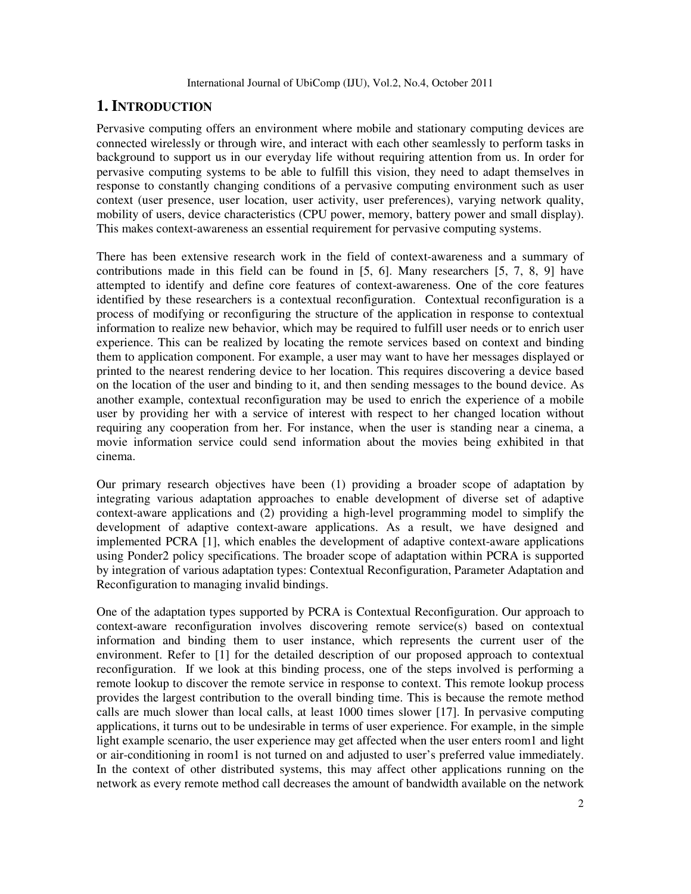# 1. INTRODUCTION

Pervasive computing offers an environment where mobile and stationary computing devices are connected wirelessly or through wire, and interact with each other seamlessly to perform tasks in background to support us in our everyday life without requiring attention from us. In order for pervasive computing systems to be able to fulfill this vision, they need to adapt themselves in response to constantly changing conditions of a pervasive computing environment such as user context (user presence, user location, user activity, user preferences), varying network quality, mobility of users, device characteristics (CPU power, memory, battery power and small display). This makes context-awareness an essential requirement for pervasive computing systems.

There has been extensive research work in the field of context-awareness and a summary of contributions made in this field can be found in [5, 6]. Many researchers [5, 7, 8, 9] have attempted to identify and define core features of context-awareness. One of the core features identified by these researchers is a contextual reconfiguration. Contextual reconfiguration is a process of modifying or reconfiguring the structure of the application in response to contextual information to realize new behavior, which may be required to fulfill user needs or to enrich user experience. This can be realized by locating the remote services based on context and binding them to application component. For example, a user may want to have her messages displayed or printed to the nearest rendering device to her location. This requires discovering a device based on the location of the user and binding to it, and then sending messages to the bound device. As another example, contextual reconfiguration may be used to enrich the experience of a mobile user by providing her with a service of interest with respect to her changed location without requiring any cooperation from her. For instance, when the user is standing near a cinema, a movie information service could send information about the movies being exhibited in that cinema.

Our primary research objectives have been (1) providing a broader scope of adaptation by integrating various adaptation approaches to enable development of diverse set of adaptive context-aware applications and (2) providing a high-level programming model to simplify the development of adaptive context-aware applications. As a result, we have designed and implemented PCRA [1], which enables the development of adaptive context-aware applications using Ponder2 policy specifications. The broader scope of adaptation within PCRA is supported by integration of various adaptation types: Contextual Reconfiguration, Parameter Adaptation and Reconfiguration to managing invalid bindings.

One of the adaptation types supported by PCRA is Contextual Reconfiguration. Our approach to context-aware reconfiguration involves discovering remote service(s) based on contextual information and binding them to user instance, which represents the current user of the environment. Refer to [1] for the detailed description of our proposed approach to contextual reconfiguration. If we look at this binding process, one of the steps involved is performing a remote lookup to discover the remote service in response to context. This remote lookup process provides the largest contribution to the overall binding time. This is because the remote method calls are much slower than local calls, at least 1000 times slower [17]. In pervasive computing applications, it turns out to be undesirable in terms of user experience. For example, in the simple light example scenario, the user experience may get affected when the user enters room1 and light or air-conditioning in room1 is not turned on and adjusted to user's preferred value immediately. In the context of other distributed systems, this may affect other applications running on the network as every remote method call decreases the amount of bandwidth available on the network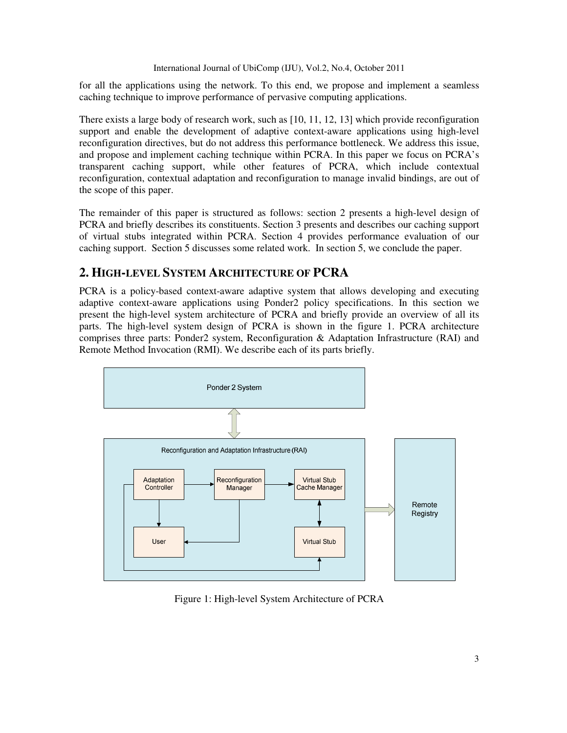for all the applications using the network. To this end, we propose and implement a seamless caching technique to improve performance of pervasive computing applications.

There exists a large body of research work, such as [10, 11, 12, 13] which provide reconfiguration support and enable the development of adaptive context-aware applications using high-level reconfiguration directives, but do not address this performance bottleneck. We address this issue, and propose and implement caching technique within PCRA. In this paper we focus on PCRA's transparent caching support, while other features of PCRA, which include contextual reconfiguration, contextual adaptation and reconfiguration to manage invalid bindings, are out of the scope of this paper.

The remainder of this paper is structured as follows: section 2 presents a high-level design of PCRA and briefly describes its constituents. Section 3 presents and describes our caching support of virtual stubs integrated within PCRA. Section 4 provides performance evaluation of our caching support. Section 5 discusses some related work. In section 5, we conclude the paper.

## 2. HIGH-LEVEL SYSTEM ARCHITECTURE OF PCRA

PCRA is a policy-based context-aware adaptive system that allows developing and executing adaptive context-aware applications using Ponder2 policy specifications. In this section we present the high-level system architecture of PCRA and briefly provide an overview of all its parts. The high-level system design of PCRA is shown in the figure 1. PCRA architecture comprises three parts: Ponder2 system, Reconfiguration & Adaptation Infrastructure (RAI) and Remote Method Invocation (RMI). We describe each of its parts briefly.

Figure 1: High-level System Architecture of PCRA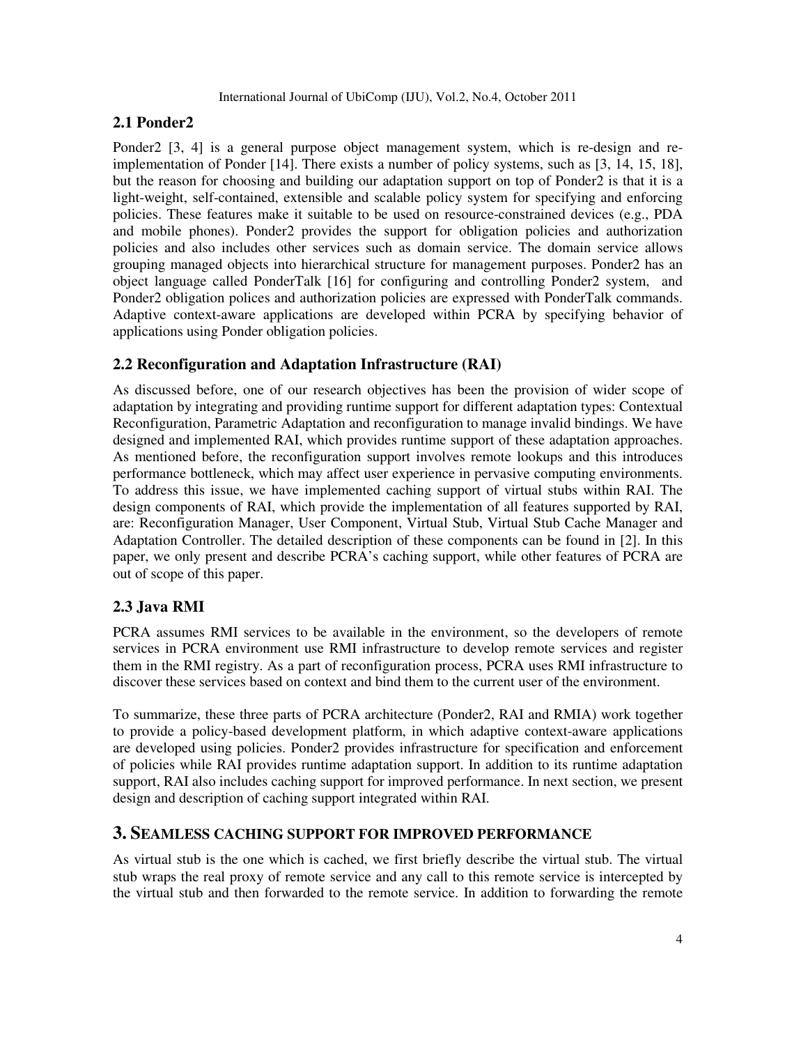## 2.1 Ponder2

Ponder2 [3, 4] is a general purpose object management system, which is re-design and re-implementation of Ponder [14]. There exists a number of policy systems, such as [3, 14, 15, 18], but the reason for choosing and building our adaptation support on top of Ponder2 is that it is a light-weight, self-contained, extensible and scalable policy system for specifying and enforcing policies. These features make it suitable to be used on resource-constrained devices (e.g., PDA and mobile phones). Ponder2 provides the support for obligation policies and authorization policies and also includes other services such as domain service. The domain service allows grouping managed objects into hierarchical structure for management purposes. Ponder2 has an object language called PonderTalk [16] for configuring and controlling Ponder2 system, and Ponder2 obligation polices and authorization policies are expressed with PonderTalk commands. Adaptive context-aware applications are developed within PCRA by specifying behavior of applications using Ponder obligation policies.

## 2.2 Reconfiguration and Adaptation Infrastructure (RAI)

As discussed before, one of our research objectives has been the provision of wider scope of adaptation by integrating and providing runtime support for different adaptation types: Contextual Reconfiguration, Parametric Adaptation and reconfiguration to manage invalid bindings. We have designed and implemented RAI, which provides runtime support of these adaptation approaches. As mentioned before, the reconfiguration support involves remote lookups and this introduces performance bottleneck, which may affect user experience in pervasive computing environments. To address this issue, we have implemented caching support of virtual stubs within RAI. The design components of RAI, which provide the implementation of all features supported by RAI, are: Reconfiguration Manager, User Component, Virtual Stub, Virtual Stub Cache Manager and Adaptation Controller. The detailed description of these components can be found in [2]. In this paper, we only present and describe PCRA's caching support, while other features of PCRA are out of scope of this paper.

## 2.3 Java RMI

PCRA assumes RMI services to be available in the environment, so the developers of remote services in PCRA environment use RMI infrastructure to develop remote services and register them in the RMI registry. As a part of reconfiguration process, PCRA uses RMI infrastructure to discover these services based on context and bind them to the current user of the environment.

To summarize, these three parts of PCRA architecture (Ponder2, RAI and RMIA) work together to provide a policy-based development platform, in which adaptive context-aware applications are developed using policies. Ponder2 provides infrastructure for specification and enforcement of policies while RAI provides runtime adaptation support. In addition to its runtime adaptation support, RAI also includes caching support for improved performance. In next section, we present design and description of caching support integrated within RAI.

# 3. SEAMLESS CACHING SUPPORT FOR IMPROVED PERFORMANCE

As virtual stub is the one which is cached, we first briefly describe the virtual stub. The virtual stub wraps the real proxy of remote service and any call to this remote service is intercepted by the virtual stub and then forwarded to the remote service. In addition to forwarding the remote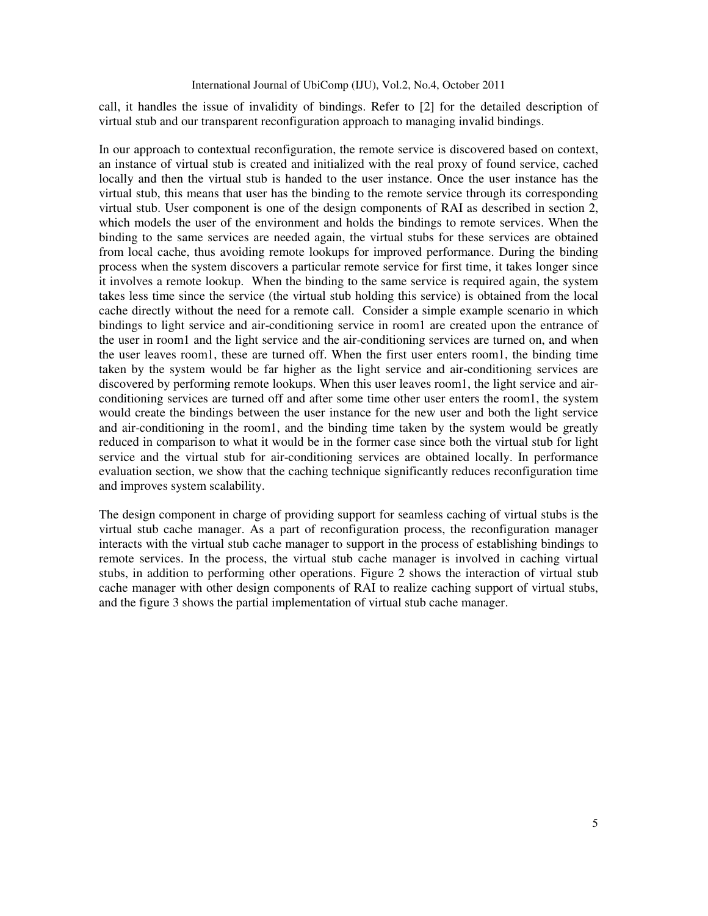call, it handles the issue of invalidity of bindings. Refer to [2] for the detailed description of virtual stub and our transparent reconfiguration approach to managing invalid bindings.

In our approach to contextual reconfiguration, the remote service is discovered based on context, an instance of virtual stub is created and initialized with the real proxy of found service, cached locally and then the virtual stub is handed to the user instance. Once the user instance has the virtual stub, this means that user has the binding to the remote service through its corresponding virtual stub. User component is one of the design components of RAI as described in section 2, which models the user of the environment and holds the bindings to remote services. When the binding to the same services are needed again, the virtual stubs for these services are obtained from local cache, thus avoiding remote lookups for improved performance. During the binding process when the system discovers a particular remote service for first time, it takes longer since it involves a remote lookup. When the binding to the same service is required again, the system takes less time since the service (the virtual stub holding this service) is obtained from the local cache directly without the need for a remote call. Consider a simple example scenario in which bindings to light service and air-conditioning service in room1 are created upon the entrance of the user in room1 and the light service and the air-conditioning services are turned on, and when the user leaves room1, these are turned off. When the first user enters room1, the binding time taken by the system would be far higher as the light service and air-conditioning services are discovered by performing remote lookups. When this user leaves room1, the light service and air-conditioning services are turned off and after some time other user enters the room1, the system would create the bindings between the user instance for the new user and both the light service and air-conditioning in the room1, and the binding time taken by the system would be greatly reduced in comparison to what it would be in the former case since both the virtual stub for light service and the virtual stub for air-conditioning services are obtained locally. In performance evaluation section, we show that the caching technique significantly reduces reconfiguration time and improves system scalability.

The design component in charge of providing support for seamless caching of virtual stubs is the virtual stub cache manager. As a part of reconfiguration process, the reconfiguration manager interacts with the virtual stub cache manager to support in the process of establishing bindings to remote services. In the process, the virtual stub cache manager is involved in caching virtual stubs, in addition to performing other operations. Figure 2 shows the interaction of virtual stub cache manager with other design components of RAI to realize caching support of virtual stubs, and the figure 3 shows the partial implementation of virtual stub cache manager.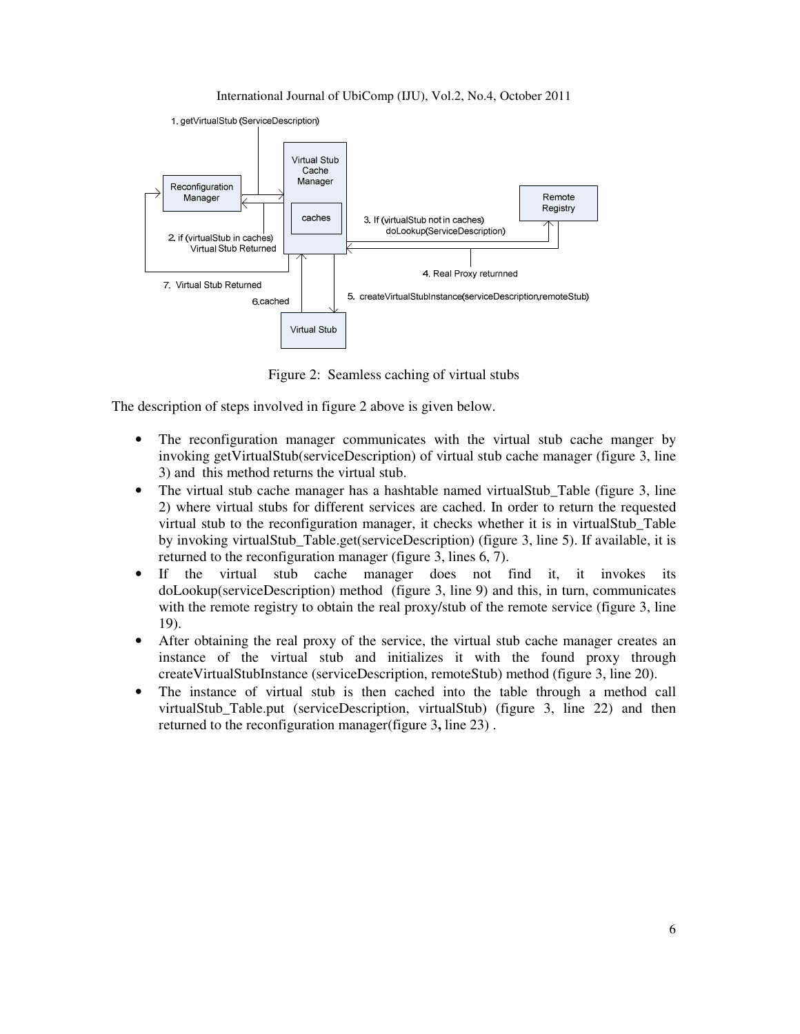Figure 2: Seamless caching of virtual stubs

The description of steps involved in figure 2 above is given below.

- The reconfiguration manager communicates with the virtual stub cache manger by invoking getVirtualStub(serviceDescription) of virtual stub cache manager (figure 3, line 3) and this method returns the virtual stub.
- The virtual stub cache manager has a hashtable named virtualStub_Table (figure 3, line 2) where virtual stubs for different services are cached. In order to return the requested virtual stub to the reconfiguration manager, it checks whether it is in virtualStub_Table by invoking virtualStub_Table.get(serviceDescription) (figure 3, line 5). If available, it is returned to the reconfiguration manager (figure 3, lines 6, 7).
- If the virtual stub cache manager does not find it, it invokes its doLookup(serviceDescription) method (figure 3, line 9) and this, in turn, communicates with the remote registry to obtain the real proxy/stub of the remote service (figure 3, line 19).
- After obtaining the real proxy of the service, the virtual stub cache manager creates an instance of the virtual stub and initializes it with the found proxy through createVirtualStubInstance (serviceDescription, remoteStub) method (figure 3, line 20).
- The instance of virtual stub is then cached into the table through a method call virtualStub_Table.put (serviceDescription, virtualStub) (figure 3, line 22) and then returned to the reconfiguration manager(figure 3**,** line 23) .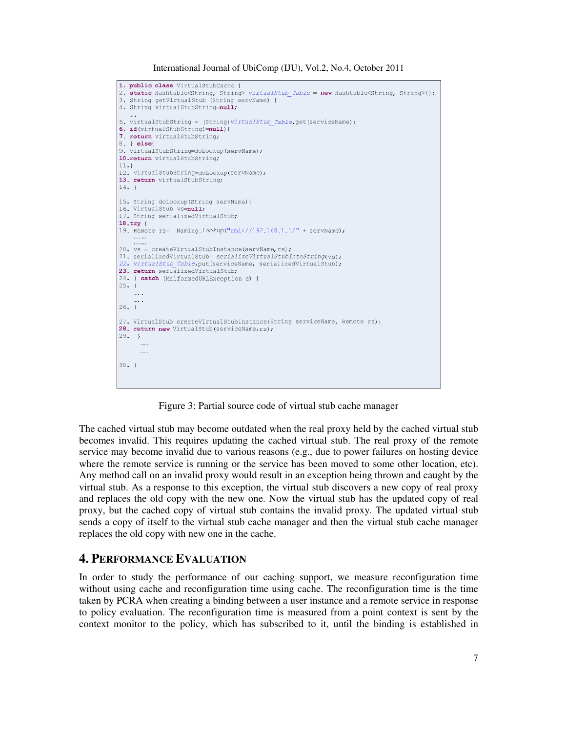```
1. public class VirtualStubCache {
2. static Hashtable<String, String> virtualStub_Table = new Hashtable<String, String>();
3. String getVirtualStub (String servName) {
4. String virtualStubString=null;
   ….
5. virtualStubString = (String)virtualStub_Table.get(serviceName);
6. if(virtualStubString!=null){
7. return virtualStubString;
8. } else{
9. virtualStubString=doLookup(servName);
10.return virtualStubString;
11.}
12. virtualStubString=doLookup(servName);
13. return virtualStubString;
14. }

15. String doLookup(String servName){
16. VirtualStub vs=null;
17. String serializedVirtualStub;
18.try {
19. Remote rs=  Naming.lookup("rmi://192.168.1.1/" + servName);
   …….
   …….
20. vs = createVirtualStubInstance(servName,rs);
21. serializedVirtualStub= serializeVirtualStubIntoString(vs);
22. virtualStub_Table.put(serviceName, serializedVirtualStub);
23. return serializedVirtualStub;
24. } catch (MalformedURLException e) {
25. }
   ….
   ….
26. }

27. VirtualStub createVirtualStubInstance(String serviceName, Remote rs){
28. return new VirtualStub(serviceName,rs);
29.  }
     ……
     ……

30. }
```

Figure 3: Partial source code of virtual stub cache manager

The cached virtual stub may become outdated when the real proxy held by the cached virtual stub becomes invalid. This requires updating the cached virtual stub. The real proxy of the remote service may become invalid due to various reasons (e.g., due to power failures on hosting device where the remote service is running or the service has been moved to some other location, etc). Any method call on an invalid proxy would result in an exception being thrown and caught by the virtual stub. As a response to this exception, the virtual stub discovers a new copy of real proxy and replaces the old copy with the new one. Now the virtual stub has the updated copy of real proxy, but the cached copy of virtual stub contains the invalid proxy. The updated virtual stub sends a copy of itself to the virtual stub cache manager and then the virtual stub cache manager replaces the old copy with new one in the cache.

## 4. Performance Evaluation

In order to study the performance of our caching support, we measure reconfiguration time without using cache and reconfiguration time using cache. The reconfiguration time is the time taken by PCRA when creating a binding between a user instance and a remote service in response to policy evaluation. The reconfiguration time is measured from a point context is sent by the context monitor to the policy, which has subscribed to it, until the binding is established in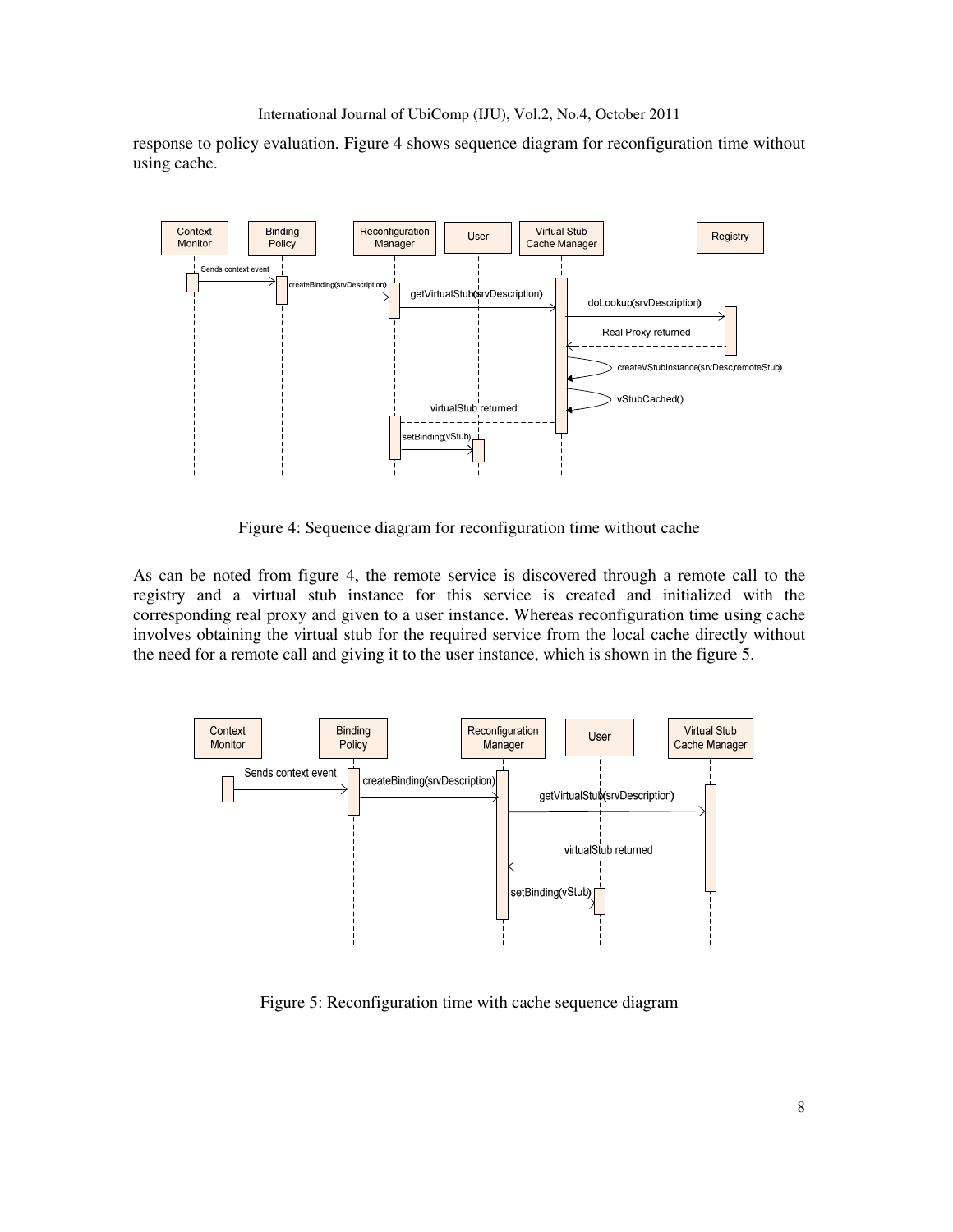response to policy evaluation. Figure 4 shows sequence diagram for reconfiguration time without using cache.

Figure 4: Sequence diagram for reconfiguration time without cache

As can be noted from figure 4, the remote service is discovered through a remote call to the registry and a virtual stub instance for this service is created and initialized with the corresponding real proxy and given to a user instance. Whereas reconfiguration time using cache involves obtaining the virtual stub for the required service from the local cache directly without the need for a remote call and giving it to the user instance, which is shown in the figure 5.

Figure 5: Reconfiguration time with cache sequence diagram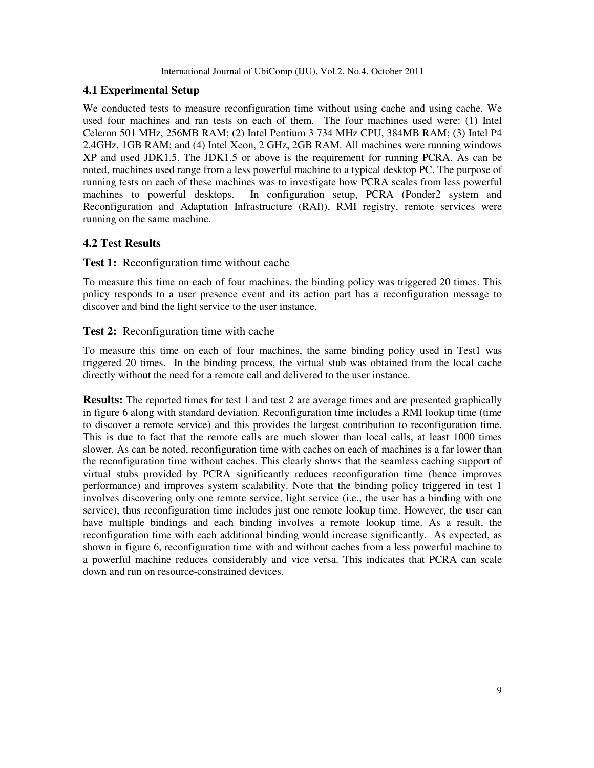### 4.1 Experimental Setup

We conducted tests to measure reconfiguration time without using cache and using cache. We used four machines and ran tests on each of them. The four machines used were: (1) Intel Celeron 501 MHz, 256MB RAM; (2) Intel Pentium 3 734 MHz CPU, 384MB RAM; (3) Intel P4 2.4GHz, 1GB RAM; and (4) Intel Xeon, 2 GHz, 2GB RAM. All machines were running windows XP and used JDK1.5. The JDK1.5 or above is the requirement for running PCRA. As can be noted, machines used range from a less powerful machine to a typical desktop PC. The purpose of running tests on each of these machines was to investigate how PCRA scales from less powerful machines to powerful desktops. In configuration setup, PCRA (Ponder2 system and Reconfiguration and Adaptation Infrastructure (RAI)), RMI registry, remote services were running on the same machine.

### 4.2 Test Results

**Test 1:** Reconfiguration time without cache

To measure this time on each of four machines, the binding policy was triggered 20 times. This policy responds to a user presence event and its action part has a reconfiguration message to discover and bind the light service to the user instance.

**Test 2:** Reconfiguration time with cache

To measure this time on each of four machines, the same binding policy used in Test1 was triggered 20 times. In the binding process, the virtual stub was obtained from the local cache directly without the need for a remote call and delivered to the user instance.

**Results:** The reported times for test 1 and test 2 are average times and are presented graphically in figure 6 along with standard deviation. Reconfiguration time includes a RMI lookup time (time to discover a remote service) and this provides the largest contribution to reconfiguration time. This is due to fact that the remote calls are much slower than local calls, at least 1000 times slower. As can be noted, reconfiguration time with caches on each of machines is a far lower than the reconfiguration time without caches. This clearly shows that the seamless caching support of virtual stubs provided by PCRA significantly reduces reconfiguration time (hence improves performance) and improves system scalability. Note that the binding policy triggered in test 1 involves discovering only one remote service, light service (i.e., the user has a binding with one service), thus reconfiguration time includes just one remote lookup time. However, the user can have multiple bindings and each binding involves a remote lookup time. As a result, the reconfiguration time with each additional binding would increase significantly. As expected, as shown in figure 6, reconfiguration time with and without caches from a less powerful machine to a powerful machine reduces considerably and vice versa. This indicates that PCRA can scale down and run on resource-constrained devices.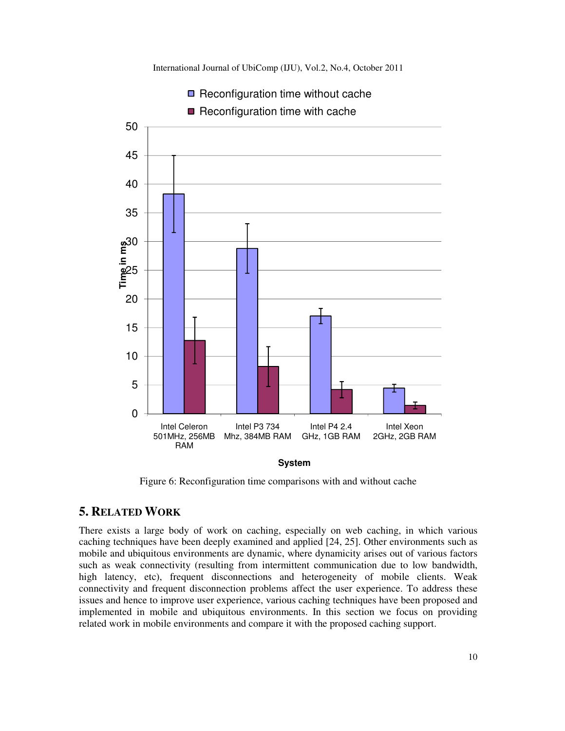Figure 6: Reconfiguration time comparisons with and without cache

## 5. RELATED WORK

There exists a large body of work on caching, especially on web caching, in which various caching techniques have been deeply examined and applied [24, 25]. Other environments such as mobile and ubiquitous environments are dynamic, where dynamicity arises out of various factors such as weak connectivity (resulting from intermittent communication due to low bandwidth, high latency, etc), frequent disconnections and heterogeneity of mobile clients. Weak connectivity and frequent disconnection problems affect the user experience. To address these issues and hence to improve user experience, various caching techniques have been proposed and implemented in mobile and ubiquitous environments. In this section we focus on providing related work in mobile environments and compare it with the proposed caching support.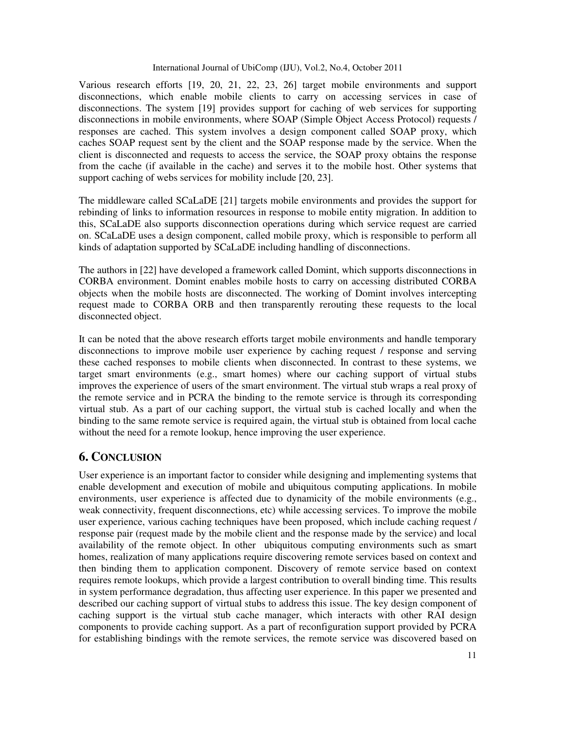Various research efforts [19, 20, 21, 22, 23, 26] target mobile environments and support disconnections, which enable mobile clients to carry on accessing services in case of disconnections. The system [19] provides support for caching of web services for supporting disconnections in mobile environments, where SOAP (Simple Object Access Protocol) requests / responses are cached. This system involves a design component called SOAP proxy, which caches SOAP request sent by the client and the SOAP response made by the service. When the client is disconnected and requests to access the service, the SOAP proxy obtains the response from the cache (if available in the cache) and serves it to the mobile host. Other systems that support caching of webs services for mobility include [20, 23].

The middleware called SCaLaDE [21] targets mobile environments and provides the support for rebinding of links to information resources in response to mobile entity migration. In addition to this, SCaLaDE also supports disconnection operations during which service request are carried on. SCaLaDE uses a design component, called mobile proxy, which is responsible to perform all kinds of adaptation supported by SCaLaDE including handling of disconnections.

The authors in [22] have developed a framework called Domint, which supports disconnections in CORBA environment. Domint enables mobile hosts to carry on accessing distributed CORBA objects when the mobile hosts are disconnected. The working of Domint involves intercepting request made to CORBA ORB and then transparently rerouting these requests to the local disconnected object.

It can be noted that the above research efforts target mobile environments and handle temporary disconnections to improve mobile user experience by caching request / response and serving these cached responses to mobile clients when disconnected. In contrast to these systems, we target smart environments (e.g., smart homes) where our caching support of virtual stubs improves the experience of users of the smart environment. The virtual stub wraps a real proxy of the remote service and in PCRA the binding to the remote service is through its corresponding virtual stub. As a part of our caching support, the virtual stub is cached locally and when the binding to the same remote service is required again, the virtual stub is obtained from local cache without the need for a remote lookup, hence improving the user experience.

## 6. Conclusion

User experience is an important factor to consider while designing and implementing systems that enable development and execution of mobile and ubiquitous computing applications. In mobile environments, user experience is affected due to dynamicity of the mobile environments (e.g., weak connectivity, frequent disconnections, etc) while accessing services. To improve the mobile user experience, various caching techniques have been proposed, which include caching request / response pair (request made by the mobile client and the response made by the service) and local availability of the remote object. In other ubiquitous computing environments such as smart homes, realization of many applications require discovering remote services based on context and then binding them to application component. Discovery of remote service based on context requires remote lookups, which provide a largest contribution to overall binding time. This results in system performance degradation, thus affecting user experience. In this paper we presented and described our caching support of virtual stubs to address this issue. The key design component of caching support is the virtual stub cache manager, which interacts with other RAI design components to provide caching support. As a part of reconfiguration support provided by PCRA for establishing bindings with the remote services, the remote service was discovered based on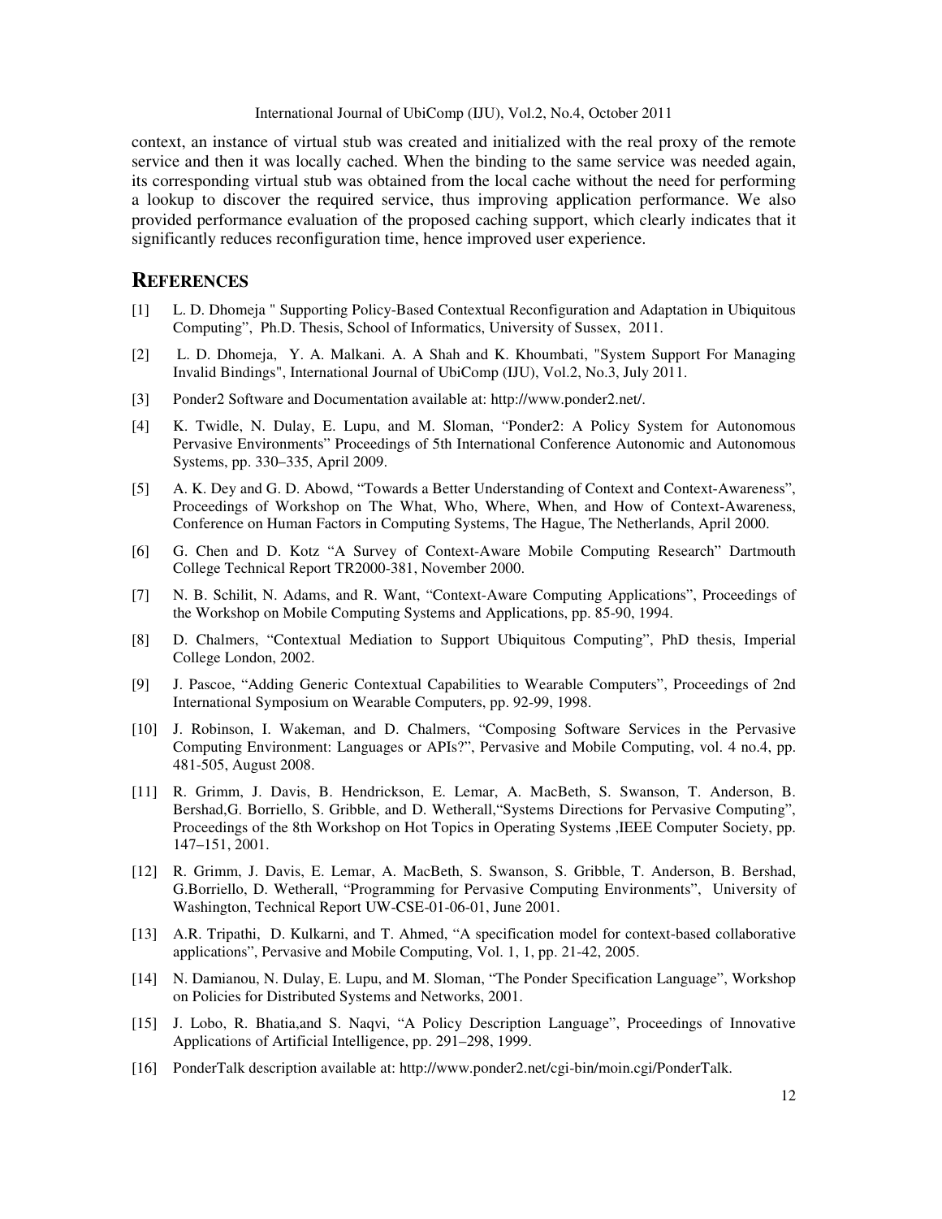context, an instance of virtual stub was created and initialized with the real proxy of the remote service and then it was locally cached. When the binding to the same service was needed again, its corresponding virtual stub was obtained from the local cache without the need for performing a lookup to discover the required service, thus improving application performance. We also provided performance evaluation of the proposed caching support, which clearly indicates that it significantly reduces reconfiguration time, hence improved user experience.

## REFERENCES

[1] L. D. Dhomeja " Supporting Policy-Based Contextual Reconfiguration and Adaptation in Ubiquitous Computing", Ph.D. Thesis, School of Informatics, University of Sussex, 2011.

[2] L. D. Dhomeja, Y. A. Malkani. A. A Shah and K. Khoumbati, "System Support For Managing Invalid Bindings", International Journal of UbiComp (IJU), Vol.2, No.3, July 2011.

[3] Ponder2 Software and Documentation available at: http://www.ponder2.net/.

[4] K. Twidle, N. Dulay, E. Lupu, and M. Sloman, "Ponder2: A Policy System for Autonomous Pervasive Environments" Proceedings of 5th International Conference Autonomic and Autonomous Systems, pp. 330–335, April 2009.

[5] A. K. Dey and G. D. Abowd, "Towards a Better Understanding of Context and Context-Awareness", Proceedings of Workshop on The What, Who, Where, When, and How of Context-Awareness, Conference on Human Factors in Computing Systems, The Hague, The Netherlands, April 2000.

[6] G. Chen and D. Kotz "A Survey of Context-Aware Mobile Computing Research" Dartmouth College Technical Report TR2000-381, November 2000.

[7] N. B. Schilit, N. Adams, and R. Want, "Context-Aware Computing Applications", Proceedings of the Workshop on Mobile Computing Systems and Applications, pp. 85-90, 1994.

[8] D. Chalmers, "Contextual Mediation to Support Ubiquitous Computing", PhD thesis, Imperial College London, 2002.

[9] J. Pascoe, "Adding Generic Contextual Capabilities to Wearable Computers", Proceedings of 2nd International Symposium on Wearable Computers, pp. 92-99, 1998.

[10] J. Robinson, I. Wakeman, and D. Chalmers, "Composing Software Services in the Pervasive Computing Environment: Languages or APIs?", Pervasive and Mobile Computing, vol. 4 no.4, pp. 481-505, August 2008.

[11] R. Grimm, J. Davis, B. Hendrickson, E. Lemar, A. MacBeth, S. Swanson, T. Anderson, B. Bershad,G. Borriello, S. Gribble, and D. Wetherall,"Systems Directions for Pervasive Computing", Proceedings of the 8th Workshop on Hot Topics in Operating Systems ,IEEE Computer Society, pp. 147–151, 2001.

[12] R. Grimm, J. Davis, E. Lemar, A. MacBeth, S. Swanson, S. Gribble, T. Anderson, B. Bershad, G.Borriello, D. Wetherall, "Programming for Pervasive Computing Environments", University of Washington, Technical Report UW-CSE-01-06-01, June 2001.

[13] A.R. Tripathi, D. Kulkarni, and T. Ahmed, "A specification model for context-based collaborative applications", Pervasive and Mobile Computing, Vol. 1, 1, pp. 21-42, 2005.

[14] N. Damianou, N. Dulay, E. Lupu, and M. Sloman, "The Ponder Specification Language", Workshop on Policies for Distributed Systems and Networks, 2001.

[15] J. Lobo, R. Bhatia,and S. Naqvi, "A Policy Description Language", Proceedings of Innovative Applications of Artificial Intelligence, pp. 291–298, 1999.

[16] PonderTalk description available at: http://www.ponder2.net/cgi-bin/moin.cgi/PonderTalk.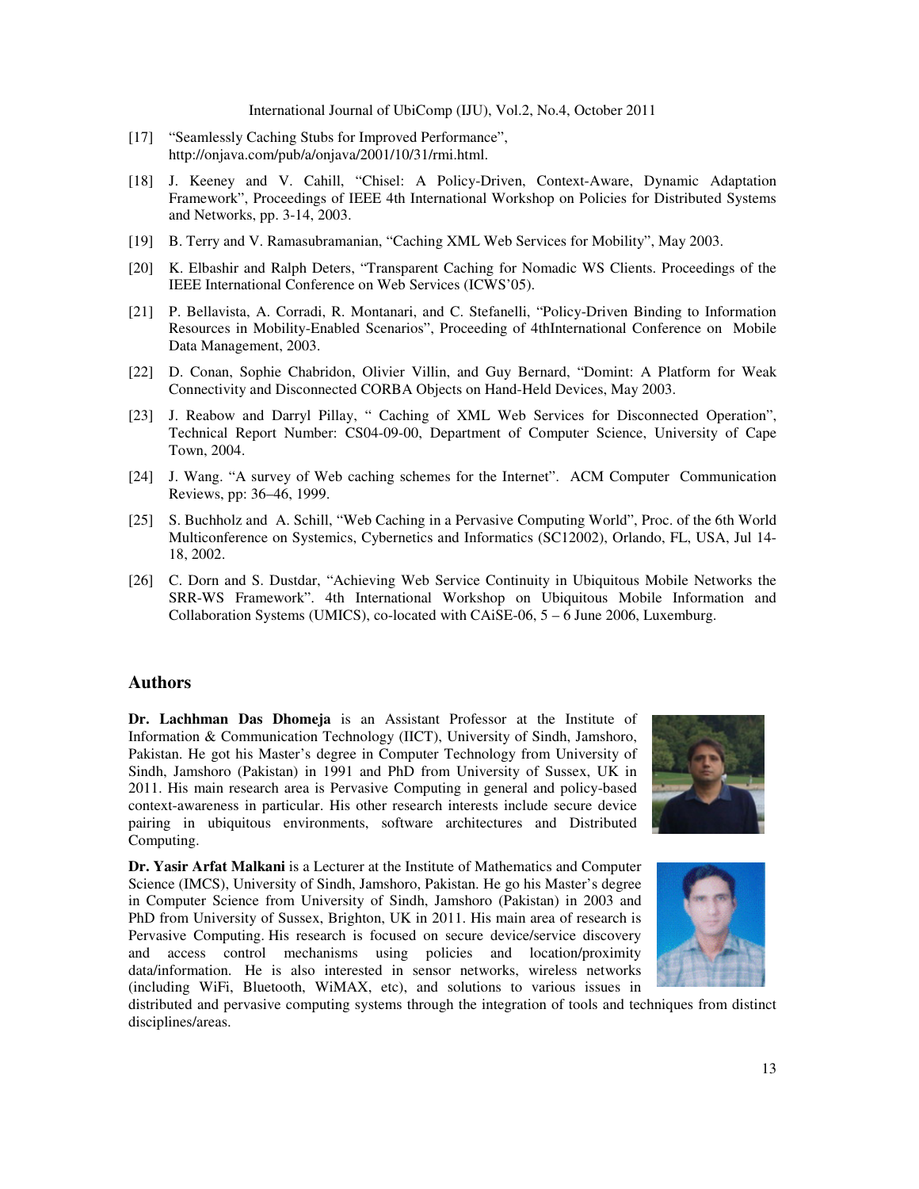[17] "Seamlessly Caching Stubs for Improved Performance", http://onjava.com/pub/a/onjava/2001/10/31/rmi.html.

[18] J. Keeney and V. Cahill, "Chisel: A Policy-Driven, Context-Aware, Dynamic Adaptation Framework", Proceedings of IEEE 4th International Workshop on Policies for Distributed Systems and Networks, pp. 3-14, 2003.

[19] B. Terry and V. Ramasubramanian, "Caching XML Web Services for Mobility", May 2003.

[20] K. Elbashir and Ralph Deters, "Transparent Caching for Nomadic WS Clients. Proceedings of the IEEE International Conference on Web Services (ICWS'05).

[21] P. Bellavista, A. Corradi, R. Montanari, and C. Stefanelli, "Policy-Driven Binding to Information Resources in Mobility-Enabled Scenarios", Proceeding of 4thInternational Conference on Mobile Data Management, 2003.

[22] D. Conan, Sophie Chabridon, Olivier Villin, and Guy Bernard, "Domint: A Platform for Weak Connectivity and Disconnected CORBA Objects on Hand-Held Devices, May 2003.

[23] J. Reabow and Darryl Pillay, " Caching of XML Web Services for Disconnected Operation", Technical Report Number: CS04-09-00, Department of Computer Science, University of Cape Town, 2004.

[24] J. Wang. "A survey of Web caching schemes for the Internet". ACM Computer Communication Reviews, pp: 36–46, 1999.

[25] S. Buchholz and A. Schill, "Web Caching in a Pervasive Computing World", Proc. of the 6th World Multiconference on Systemics, Cybernetics and Informatics (SC12002), Orlando, FL, USA, Jul 14-18, 2002.

[26] C. Dorn and S. Dustdar, "Achieving Web Service Continuity in Ubiquitous Mobile Networks the SRR-WS Framework". 4th International Workshop on Ubiquitous Mobile Information and Collaboration Systems (UMICS), co-located with CAiSE-06, 5 – 6 June 2006, Luxemburg.

## Authors

**Dr. Lachhman Das Dhomeja** is an Assistant Professor at the Institute of Information & Communication Technology (IICT), University of Sindh, Jamshoro, Pakistan. He got his Master's degree in Computer Technology from University of Sindh, Jamshoro (Pakistan) in 1991 and PhD from University of Sussex, UK in 2011. His main research area is Pervasive Computing in general and policy-based context-awareness in particular. His other research interests include secure device pairing in ubiquitous environments, software architectures and Distributed Computing.

**Dr. Yasir Arfat Malkani** is a Lecturer at the Institute of Mathematics and Computer Science (IMCS), University of Sindh, Jamshoro, Pakistan. He go his Master's degree in Computer Science from University of Sindh, Jamshoro (Pakistan) in 2003 and PhD from University of Sussex, Brighton, UK in 2011. His main area of research is Pervasive Computing. His research is focused on secure device/service discovery and access control mechanisms using policies and location/proximity data/information. He is also interested in sensor networks, wireless networks (including WiFi, Bluetooth, WiMAX, etc), and solutions to various issues in distributed and pervasive computing systems through the integration of tools and techniques from distinct disciplines/areas.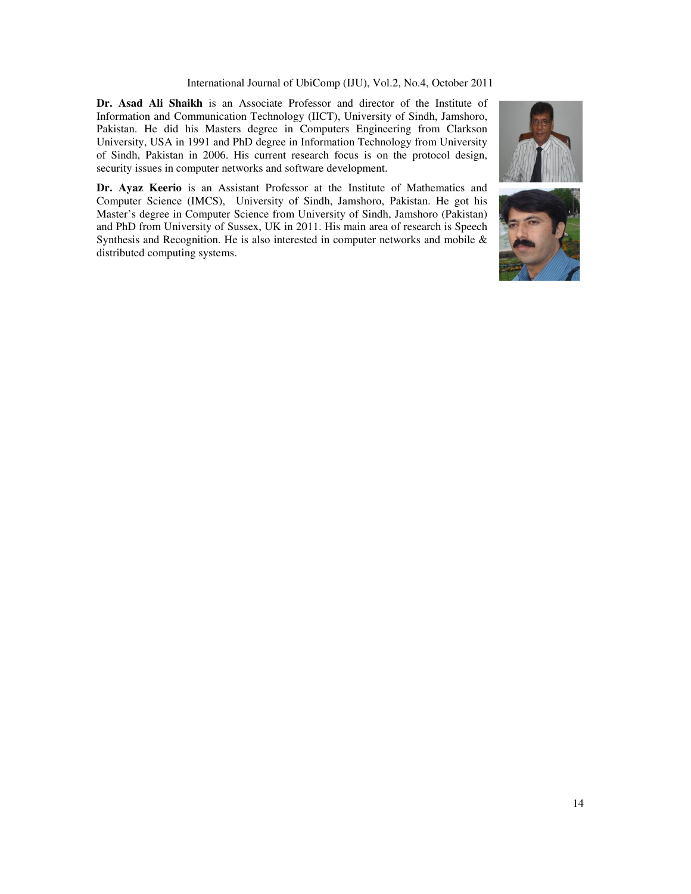**Dr. Asad Ali Shaikh** is an Associate Professor and director of the Institute of Information and Communication Technology (IICT), University of Sindh, Jamshoro, Pakistan. He did his Masters degree in Computers Engineering from Clarkson University, USA in 1991 and PhD degree in Information Technology from University of Sindh, Pakistan in 2006. His current research focus is on the protocol design, security issues in computer networks and software development.

**Dr. Ayaz Keerio** is an Assistant Professor at the Institute of Mathematics and Computer Science (IMCS), University of Sindh, Jamshoro, Pakistan. He got his Master's degree in Computer Science from University of Sindh, Jamshoro (Pakistan) and PhD from University of Sussex, UK in 2011. His main area of research is Speech Synthesis and Recognition. He is also interested in computer networks and mobile & distributed computing systems.